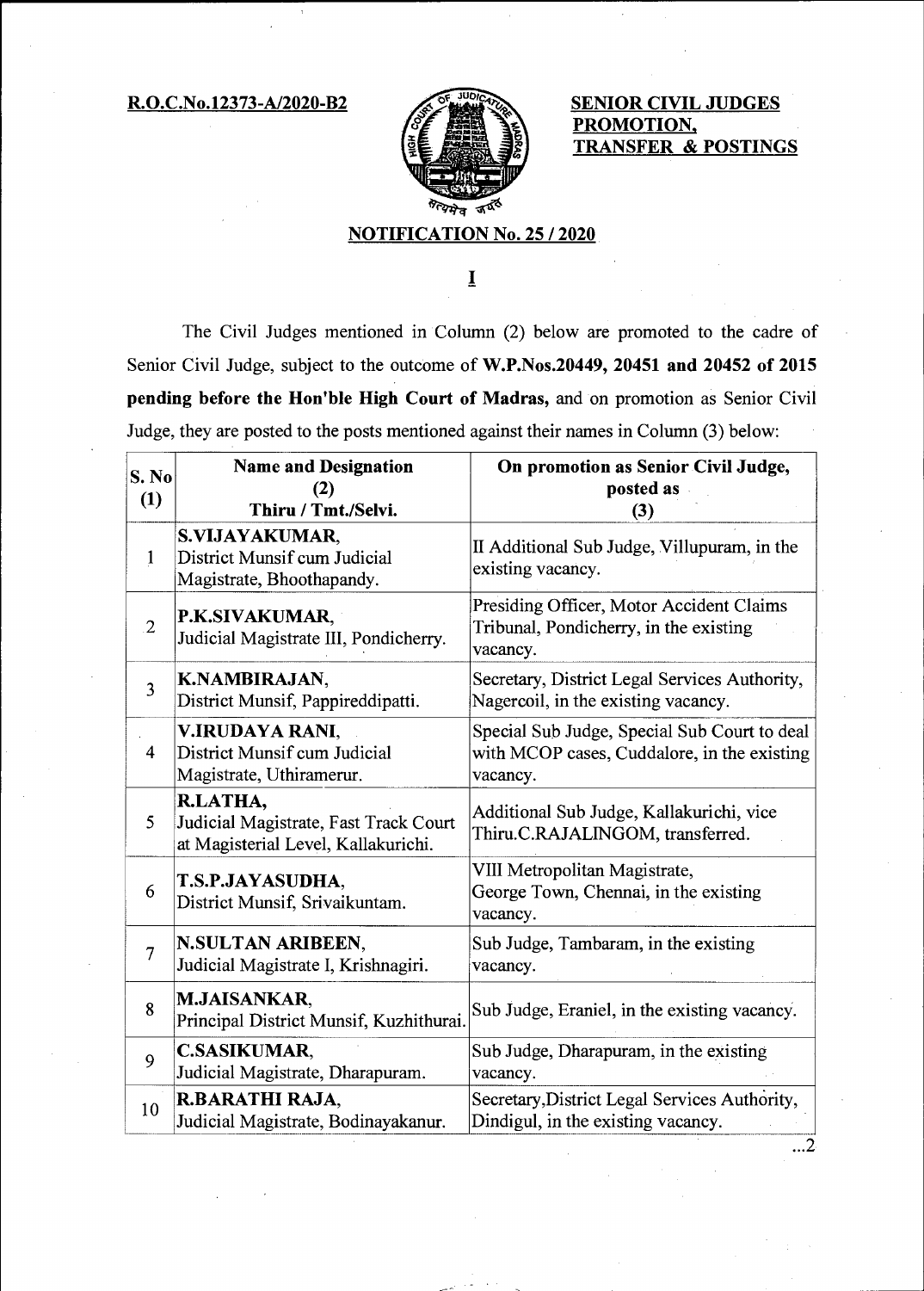**R.O.C.No.12373-A/2020-B2**

**SENIOR CIVIL JUDGES PROMOTION, TRANSFER & POSTINGS**

## NOTIFICATION No. 25 / 2020

**I**

The Civil Judges mentioned in Column (2) below are promoted to the cadre of Senior Civil Judge, subject to the outcome of **W.P.Nos.20449, 20451 and 20452 of 2015 pending before the Hon'ble High Court of Madras,** and on promotion as Senior Civil Judge, they are posted to the posts mentioned against their names in Column (3) below:

| S. No (1) | Name and Designation (2) Thiru / Tmt./Selvi. | On promotion as Senior Civil Judge, posted as (3) |
|---|---|---|
| 1 | **S.VIJAYAKUMAR,** District Munsif cum Judicial Magistrate, Bhoothapandy. | II Additional Sub Judge, Villupuram, in the existing vacancy. |
| 2 | **P.K.SIVAKUMAR,** Judicial Magistrate III, Pondicherry. | Presiding Officer, Motor Accident Claims Tribunal, Pondicherry, in the existing vacancy. |
| 3 | **K.NAMBIRAJAN,** District Munsif, Pappireddipatti. | Secretary, District Legal Services Authority, Nagercoil, in the existing vacancy. |
| 4 | **V.IRUDAYA RANI,** District Munsif cum Judicial Magistrate, Uthiramerur. | Special Sub Judge, Special Sub Court to deal with MCOP cases, Cuddalore, in the existing vacancy. |
| 5 | **R.LATHA,** Judicial Magistrate, Fast Track Court at Magisterial Level, Kallakurichi. | Additional Sub Judge, Kallakurichi, vice Thiru.C.RAJALINGOM, transferred. |
| 6 | **T.S.P.JAYASUDHA,** District Munsif, Srivaikuntam. | VIII Metropolitan Magistrate, George Town, Chennai, in the existing vacancy. |
| 7 | **N.SULTAN ARIBEEN,** Judicial Magistrate I, Krishnagiri. | Sub Judge, Tambaram, in the existing vacancy. |
| 8 | **M.JAISANKAR,** Principal District Munsif, Kuzhithurai. | Sub Judge, Eraniel, in the existing vacancy. |
| 9 | **C.SASIKUMAR,** Judicial Magistrate, Dharapuram. | Sub Judge, Dharapuram, in the existing vacancy. |
| 10 | **R.BARATHI RAJA,** Judicial Magistrate, Bodinayakanur. | Secretary,District Legal Services Authority, Dindigul, in the existing vacancy. |

...2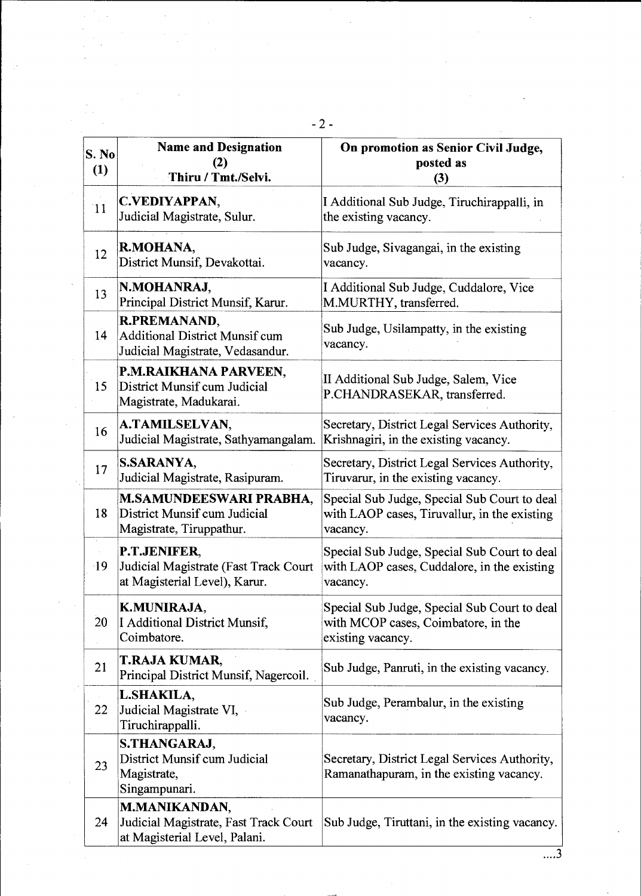| S. No (1) | Name and Designation (2) Thiru / Tmt./Selvi. | On promotion as Senior Civil Judge, posted as (3) |
|---|---|---|
| 11 | **C.VEDIYAPPAN,** Judicial Magistrate, Sulur. | I Additional Sub Judge, Tiruchirappalli, in the existing vacancy. |
| 12 | **R.MOHANA,** District Munsif, Devakottai. | Sub Judge, Sivagangai, in the existing vacancy. |
| 13 | **N.MOHANRAJ,** Principal District Munsif, Karur. | I Additional Sub Judge, Cuddalore, Vice M.MURTHY, transferred. |
| 14 | **R.PREMANAND,** Additional District Munsif cum Judicial Magistrate, Vedasandur. | Sub Judge, Usilampatty, in the existing vacancy. |
| 15 | **P.M.RAIKHANA PARVEEN,** District Munsif cum Judicial Magistrate, Madukarai. | II Additional Sub Judge, Salem, Vice P.CHANDRASEKAR, transferred. |
| 16 | **A.TAMILSELVAN,** Judicial Magistrate, Sathyamangalam. | Secretary, District Legal Services Authority, Krishnagiri, in the existing vacancy. |
| 17 | **S.SARANYA,** Judicial Magistrate, Rasipuram. | Secretary, District Legal Services Authority, Tiruvarur, in the existing vacancy. |
| 18 | **M.SAMUNDEESWARI PRABHA,** District Munsif cum Judicial Magistrate, Tiruppathur. | Special Sub Judge, Special Sub Court to deal with LAOP cases, Tiruvallur, in the existing vacancy. |
| 19 | **P.T.JENIFER,** Judicial Magistrate (Fast Track Court at Magisterial Level), Karur. | Special Sub Judge, Special Sub Court to deal with LAOP cases, Cuddalore, in the existing vacancy. |
| 20 | **K.MUNIRAJA,** I Additional District Munsif, Coimbatore. | Special Sub Judge, Special Sub Court to deal with MCOP cases, Coimbatore, in the existing vacancy. |
| 21 | **T.RAJA KUMAR,** Principal District Munsif, Nagercoil. | Sub Judge, Panruti, in the existing vacancy. |
| 22 | **L.SHAKILA,** Judicial Magistrate VI, Tiruchirappalli. | Sub Judge, Perambalur, in the existing vacancy. |
| 23 | **S.THANGARAJ,** District Munsif cum Judicial Magistrate, Singampunari. | Secretary, District Legal Services Authority, Ramanathapuram, in the existing vacancy. |
| 24 | **M.MANIKANDAN,** Judicial Magistrate, Fast Track Court at Magisterial Level, Palani. | Sub Judge, Tiruttani, in the existing vacancy. |

....3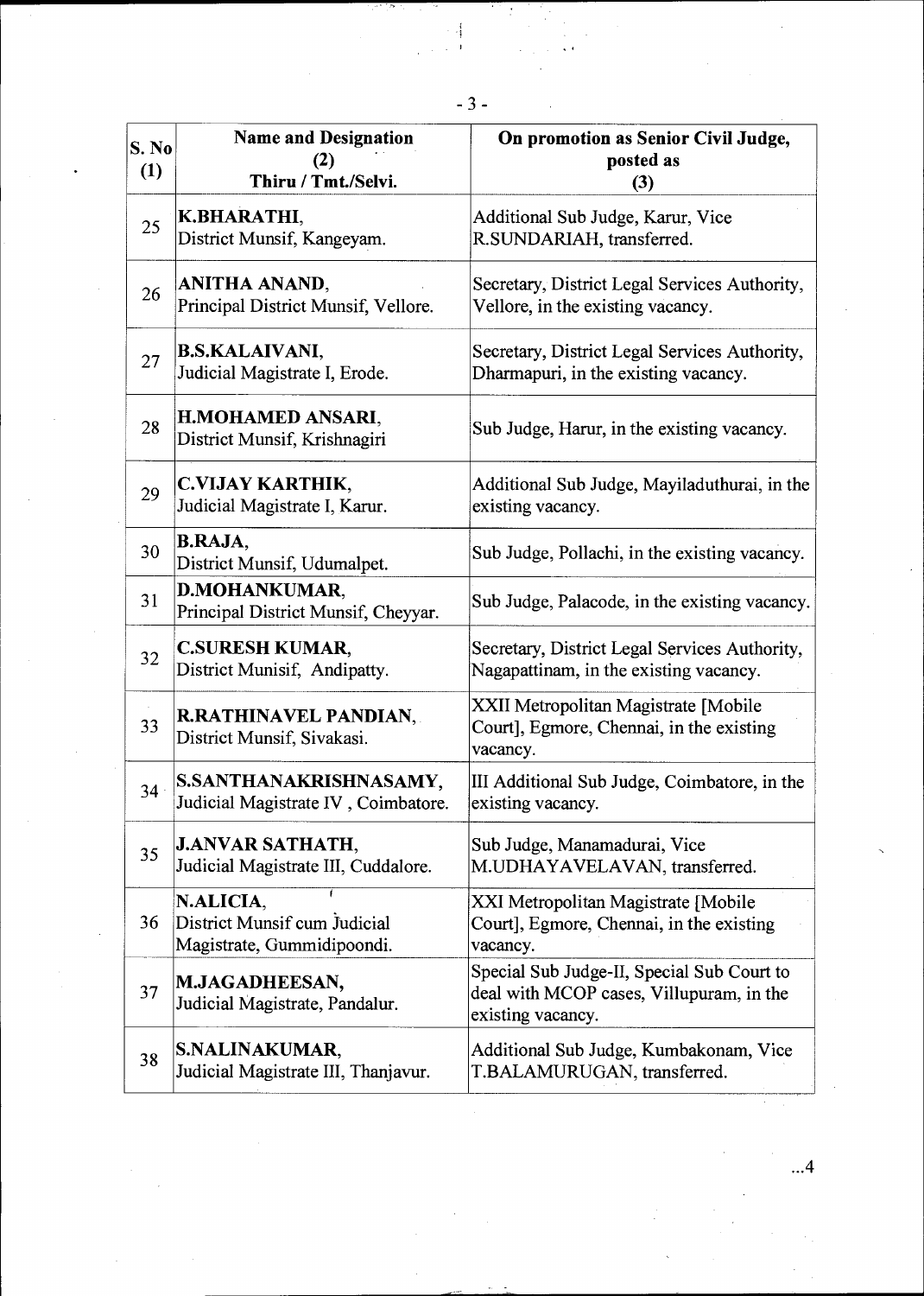| S. No (1) | Name and Designation (2) Thiru / Tmt./Selvi. | On promotion as Senior Civil Judge, posted as (3) |
|---|---|---|
| 25 | **K.BHARATHI**, District Munsif, Kangeyam. | Additional Sub Judge, Karur, Vice R.SUNDARIAH, transferred. |
| 26 | **ANITHA ANAND**, Principal District Munsif, Vellore. | Secretary, District Legal Services Authority, Vellore, in the existing vacancy. |
| 27 | **B.S.KALAIVANI**, Judicial Magistrate I, Erode. | Secretary, District Legal Services Authority, Dharmapuri, in the existing vacancy. |
| 28 | **H.MOHAMED ANSARI**, District Munsif, Krishnagiri | Sub Judge, Harur, in the existing vacancy. |
| 29 | **C.VIJAY KARTHIK**, Judicial Magistrate I, Karur. | Additional Sub Judge, Mayiladuthurai, in the existing vacancy. |
| 30 | **B.RAJA**, District Munsif, Udumalpet. | Sub Judge, Pollachi, in the existing vacancy. |
| 31 | **D.MOHANKUMAR**, Principal District Munsif, Cheyyar. | Sub Judge, Palacode, in the existing vacancy. |
| 32 | **C.SURESH KUMAR**, District Munisif, Andipatty. | Secretary, District Legal Services Authority, Nagapattinam, in the existing vacancy. |
| 33 | **R.RATHINAVEL PANDIAN**, District Munsif, Sivakasi. | XXII Metropolitan Magistrate [Mobile Court], Egmore, Chennai, in the existing vacancy. |
| 34 | **S.SANTHANAKRISHNASAMY**, Judicial Magistrate IV , Coimbatore. | III Additional Sub Judge, Coimbatore, in the existing vacancy. |
| 35 | **J.ANVAR SATHATH**, Judicial Magistrate III, Cuddalore. | Sub Judge, Manamadurai, Vice M.UDHAYAVELAVAN, transferred. |
| 36 | **N.ALICIA**, District Munsif cum Judicial Magistrate, Gummidipoondi. | XXI Metropolitan Magistrate [Mobile Court], Egmore, Chennai, in the existing vacancy. |
| 37 | **M.JAGADHEESAN**, Judicial Magistrate, Pandalur. | Special Sub Judge-II, Special Sub Court to deal with MCOP cases, Villupuram, in the existing vacancy. |
| 38 | **S.NALINAKUMAR**, Judicial Magistrate III, Thanjavur. | Additional Sub Judge, Kumbakonam, Vice T.BALAMURUGAN, transferred. |

...4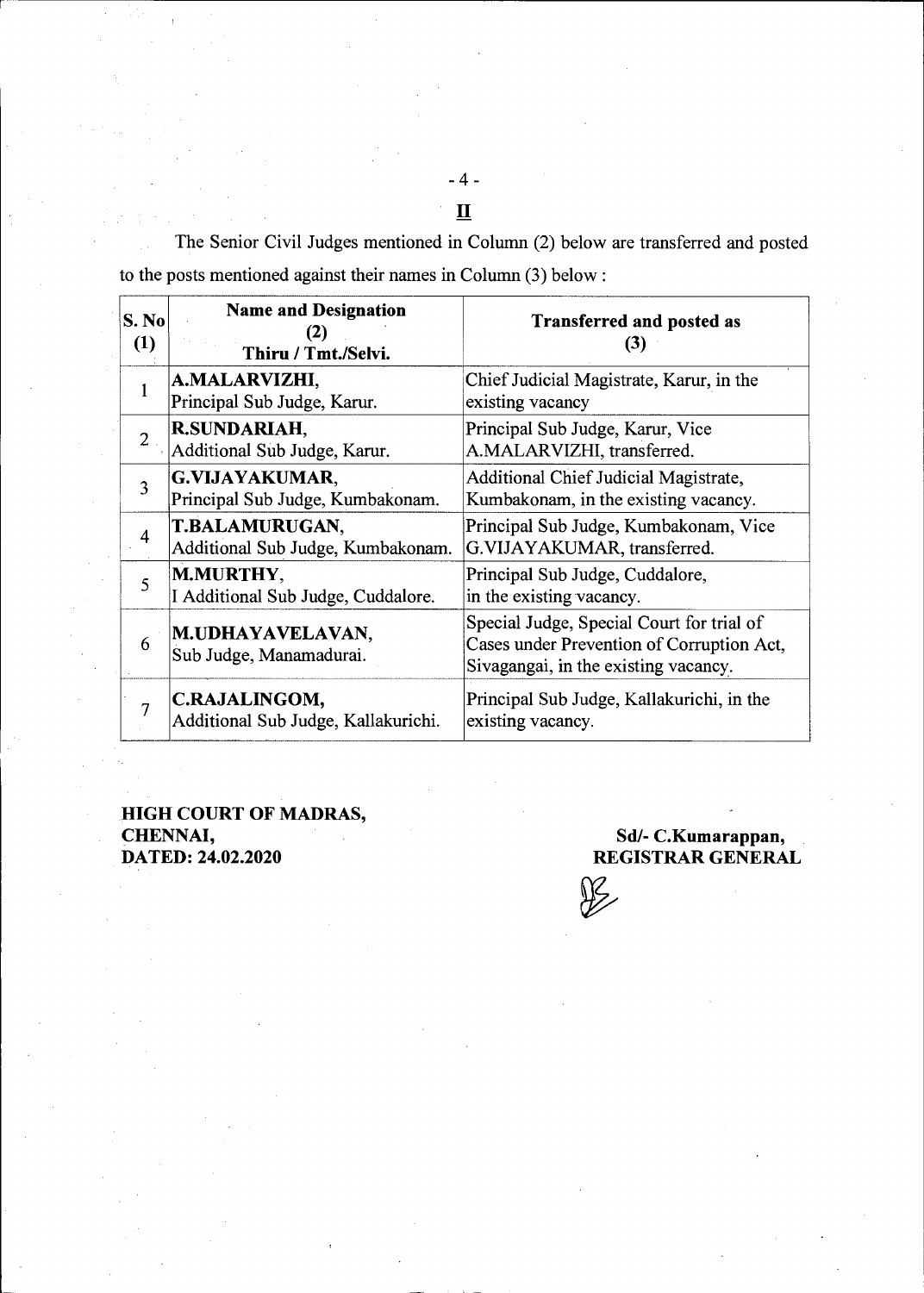## II

The Senior Civil Judges mentioned in Column (2) below are transferred and posted to the posts mentioned against their names in Column (3) below :

| S. No (1) | Name and Designation (2) Thiru / Tmt./Selvi. | Transferred and posted as (3) |
|---|---|---|
| 1 | **A.MALARVIZHI,** Principal Sub Judge, Karur. | Chief Judicial Magistrate, Karur, in the existing vacancy |
| 2 | **R.SUNDARIAH,** Additional Sub Judge, Karur. | Principal Sub Judge, Karur, Vice A.MALARVIZHI, transferred. |
| 3 | **G.VIJAYAKUMAR,** Principal Sub Judge, Kumbakonam. | Additional Chief Judicial Magistrate, Kumbakonam, in the existing vacancy. |
| 4 | **T.BALAMURUGAN,** Additional Sub Judge, Kumbakonam. | Principal Sub Judge, Kumbakonam, Vice G.VIJAYAKUMAR, transferred. |
| 5 | **M.MURTHY,** I Additional Sub Judge, Cuddalore. | Principal Sub Judge, Cuddalore, in the existing vacancy. |
| 6 | **M.UDHAYAVELAVAN,** Sub Judge, Manamadurai. | Special Judge, Special Court for trial of Cases under Prevention of Corruption Act, Sivagangai, in the existing vacancy. |
| 7 | **C.RAJALINGOM,** Additional Sub Judge, Kallakurichi. | Principal Sub Judge, Kallakurichi, in the existing vacancy. |

**HIGH COURT OF MADRAS,**
**CHENNAI,**
**DATED: 24.02.2020**

**Sd/- C.Kumarappan,**
**REGISTRAR GENERAL**